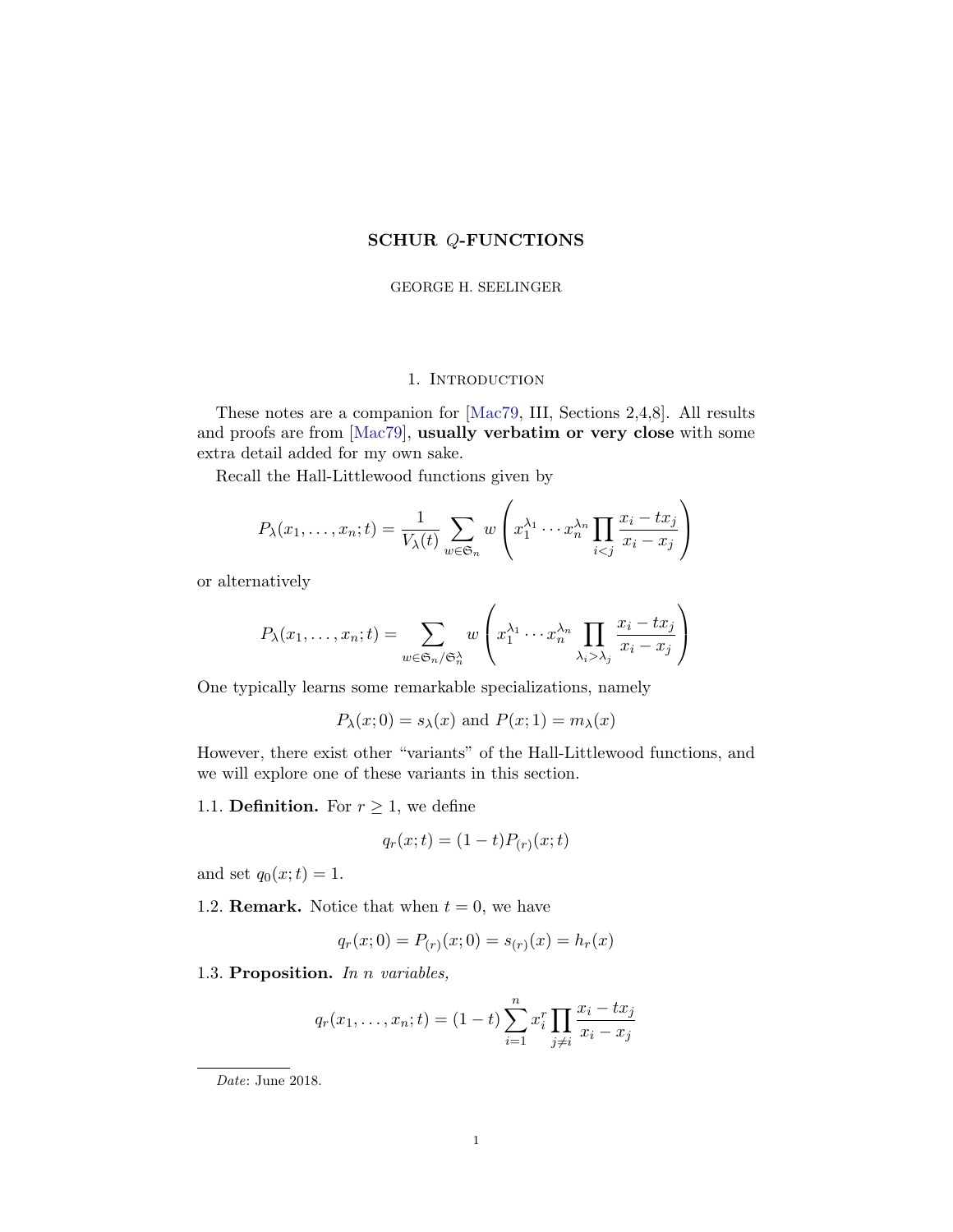# SCHUR $Q$-FUNCTIONS

GEORGE H. SEELINGER

## 1. Introduction

These notes are a companion for [Mac79, III, Sections 2,4,8]. All results and proofs are from [Mac79], **usually verbatim or very close** with some extra detail added for my own sake.

Recall the Hall-Littlewood functions given by

$$P_\lambda(x_1, \ldots, x_n; t) = \frac{1}{V_\lambda(t)} \sum_{w \in \mathfrak{S}_n} w\left( x_1^{\lambda_1} \cdots x_n^{\lambda_n} \prod_{i<j} \frac{x_i - tx_j}{x_i - x_j} \right)$$

or alternatively

$$P_\lambda(x_1, \ldots, x_n; t) = \sum_{w \in \mathfrak{S}_n / \mathfrak{S}_n^\lambda} w\left( x_1^{\lambda_1} \cdots x_n^{\lambda_n} \prod_{\lambda_i > \lambda_j} \frac{x_i - tx_j}{x_i - x_j} \right)$$

One typically learns some remarkable specializations, namely

$$P_\lambda(x; 0) = s_\lambda(x) \text{ and } P(x; 1) = m_\lambda(x)$$

However, there exist other "variants" of the Hall-Littlewood functions, and we will explore one of these variants in this section.

1.1. **Definition.** For $r \geq 1$, we define

$$q_r(x; t) = (1-t)P_{(r)}(x; t)$$

and set $q_0(x; t) = 1$.

1.2. **Remark.** Notice that when $t = 0$, we have

$$q_r(x; 0) = P_{(r)}(x; 0) = s_{(r)}(x) = h_r(x)$$

1.3. **Proposition.** *In $n$ variables,*

$$q_r(x_1, \ldots, x_n; t) = (1-t) \sum_{i=1}^n x_i^r \prod_{j \neq i} \frac{x_i - tx_j}{x_i - x_j}$$

*Date*: June 2018.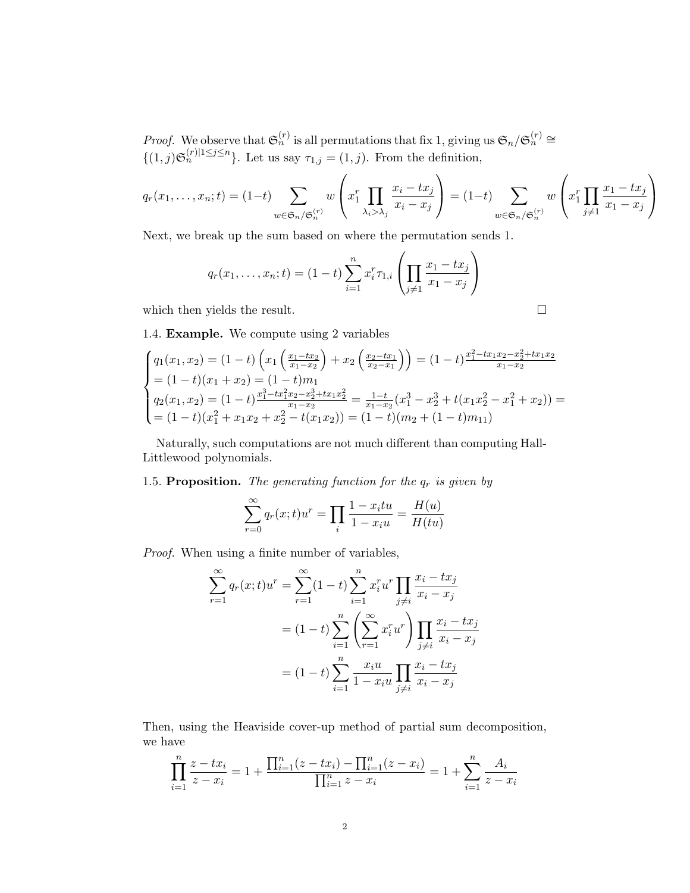*Proof.* We observe that $\mathfrak{S}_n^{(r)}$ is all permutations that fix 1, giving us $\mathfrak{S}_n/\mathfrak{S}_n^{(r)} \cong \{(1,j)\mathfrak{S}_n^{(r)|1\leq j \leq n}\}$. Let us say $\tau_{1,j} = (1,j)$. From the definition,

$$q_r(x_1,\ldots,x_n;t) = (1-t)\sum_{w\in\mathfrak{S}_n/\mathfrak{S}_n^{(r)}} w\left(x_1^r \prod_{\lambda_i>\lambda_j} \frac{x_i - tx_j}{x_i - x_j}\right) = (1-t)\sum_{w\in\mathfrak{S}_n/\mathfrak{S}_n^{(r)}} w\left(x_1^r \prod_{j\neq 1} \frac{x_1 - tx_j}{x_1 - x_j}\right)$$

Next, we break up the sum based on where the permutation sends 1.

$$q_r(x_1,\ldots,x_n;t) = (1-t)\sum_{i=1}^n x_i^r \tau_{1,i}\left(\prod_{j\neq 1}\frac{x_1 - tx_j}{x_1 - x_j}\right)$$

which then yields the result. $\square$

1.4. **Example.** We compute using 2 variables

$$\begin{cases} q_1(x_1,x_2) = (1-t)\left(x_1\left(\frac{x_1-tx_2}{x_1-x_2}\right) + x_2\left(\frac{x_2-tx_1}{x_2-x_1}\right)\right) = (1-t)\frac{x_1^2 - tx_1x_2 - x_2^2 + tx_1x_2}{x_1-x_2} \\ = (1-t)(x_1+x_2) = (1-t)m_1 \\ q_2(x_1,x_2) = (1-t)\frac{x_1^3 - tx_1^2x_2 - x_2^3 + tx_1x_2^2}{x_1-x_2} = \frac{1-t}{x_1-x_2}(x_1^3 - x_2^3 + t(x_1x_2^2 - x_1^2 + x_2)) = \\ = (1-t)(x_1^2 + x_1x_2 + x_2^2 - t(x_1x_2)) = (1-t)(m_2 + (1-t)m_{11}) \end{cases}$$

Naturally, such computations are not much different than computing Hall-Littlewood polynomials.

1.5. **Proposition.** *The generating function for the $q_r$ is given by*

$$\sum_{r=0}^{\infty} q_r(x;t)u^r = \prod_i \frac{1-x_itu}{1-x_iu} = \frac{H(u)}{H(tu)}$$

*Proof.* When using a finite number of variables,

$$\begin{aligned} \sum_{r=1}^{\infty} q_r(x;t)u^r &= \sum_{r=1}^{\infty}(1-t)\sum_{i=1}^n x_i^r u^r \prod_{j\neq i}\frac{x_i - tx_j}{x_i - x_j} \\ &= (1-t)\sum_{i=1}^n \left(\sum_{r=1}^{\infty} x_i^r u^r\right)\prod_{j\neq i}\frac{x_i - tx_j}{x_i - x_j} \\ &= (1-t)\sum_{i=1}^n \frac{x_iu}{1-x_iu}\prod_{j\neq i}\frac{x_i - tx_j}{x_i - x_j} \end{aligned}$$

Then, using the Heaviside cover-up method of partial sum decomposition, we have

$$\prod_{i=1}^n \frac{z - tx_i}{z - x_i} = 1 + \frac{\prod_{i=1}^n (z - tx_i) - \prod_{i=1}^n (z - x_i)}{\prod_{i=1}^n z - x_i} = 1 + \sum_{i=1}^n \frac{A_i}{z - x_i}$$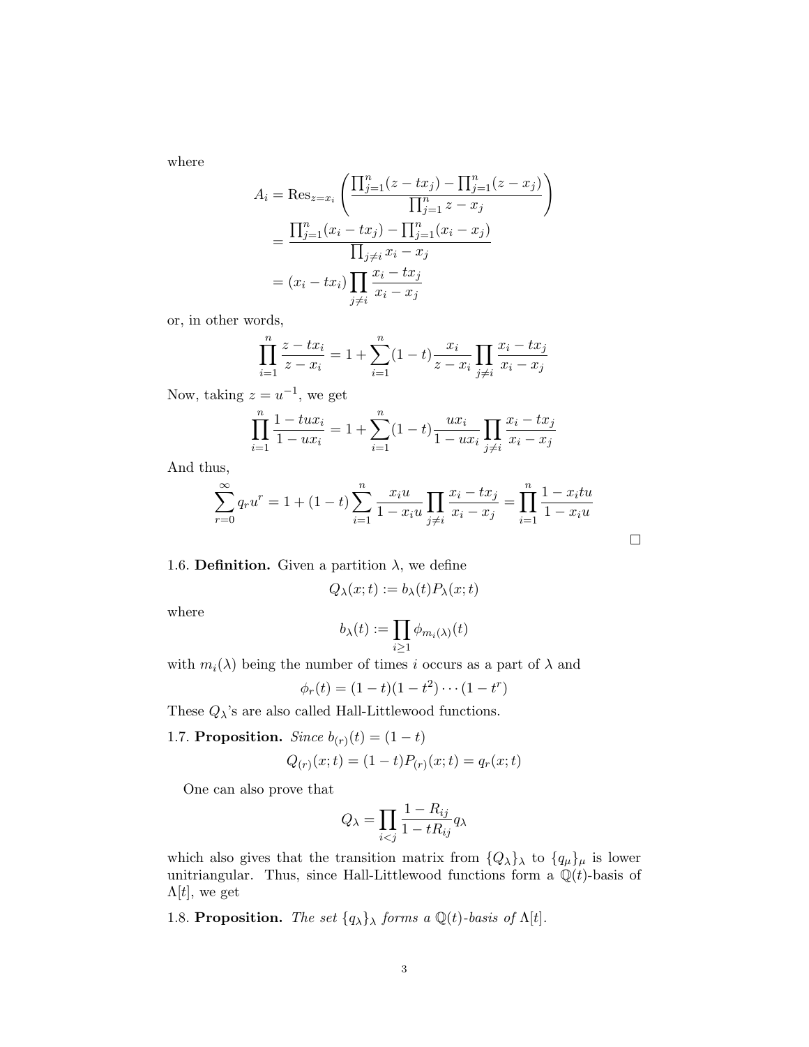where

$$
\begin{aligned}
A_i &= \operatorname{Res}_{z=x_i}\left(\frac{\prod_{j=1}^n (z-tx_j) - \prod_{j=1}^n (z-x_j)}{\prod_{j=1}^n z-x_j}\right) \\
&= \frac{\prod_{j=1}^n (x_i-tx_j) - \prod_{j=1}^n (x_i-x_j)}{\prod_{j\neq i} x_i-x_j} \\
&= (x_i - tx_i)\prod_{j\neq i}\frac{x_i-tx_j}{x_i-x_j}
\end{aligned}
$$

or, in other words,

$$
\prod_{i=1}^n \frac{z-tx_i}{z-x_i} = 1 + \sum_{i=1}^n (1-t)\frac{x_i}{z-x_i}\prod_{j\neq i}\frac{x_i-tx_j}{x_i-x_j}
$$

Now, taking $z = u^{-1}$, we get

$$
\prod_{i=1}^n \frac{1-tux_i}{1-ux_i} = 1 + \sum_{i=1}^n (1-t)\frac{ux_i}{1-ux_i}\prod_{j\neq i}\frac{x_i-tx_j}{x_i-x_j}
$$

And thus,

$$
\sum_{r=0}^\infty q_r u^r = 1 + (1-t)\sum_{i=1}^n \frac{x_i u}{1-x_i u}\prod_{j\neq i}\frac{x_i-tx_j}{x_i-x_j} = \prod_{i=1}^n \frac{1-x_i tu}{1-x_i u}
$$

□

1.6. **Definition.** Given a partition $\lambda$, we define

$$
Q_\lambda(x;t) := b_\lambda(t) P_\lambda(x;t)
$$

where

$$
b_\lambda(t) := \prod_{i\geq 1}\phi_{m_i(\lambda)}(t)
$$

with $m_i(\lambda)$ being the number of times $i$ occurs as a part of $\lambda$ and

$$
\phi_r(t) = (1-t)(1-t^2)\cdots(1-t^r)
$$

These $Q_\lambda$'s are also called Hall-Littlewood functions.

1.7. **Proposition.** *Since* $b_{(r)}(t) = (1-t)$

$$
Q_{(r)}(x;t) = (1-t)P_{(r)}(x;t) = q_r(x;t)
$$

One can also prove that

$$
Q_\lambda = \prod_{i<j}\frac{1-R_{ij}}{1-tR_{ij}} q_\lambda
$$

which also gives that the transition matrix from $\{Q_\lambda\}_\lambda$ to $\{q_\mu\}_\mu$ is lower unitriangular. Thus, since Hall-Littlewood functions form a $\mathbb{Q}(t)$-basis of $\Lambda[t]$, we get

1.8. **Proposition.** *The set* $\{q_\lambda\}_\lambda$ *forms a* $\mathbb{Q}(t)$*-basis of* $\Lambda[t]$.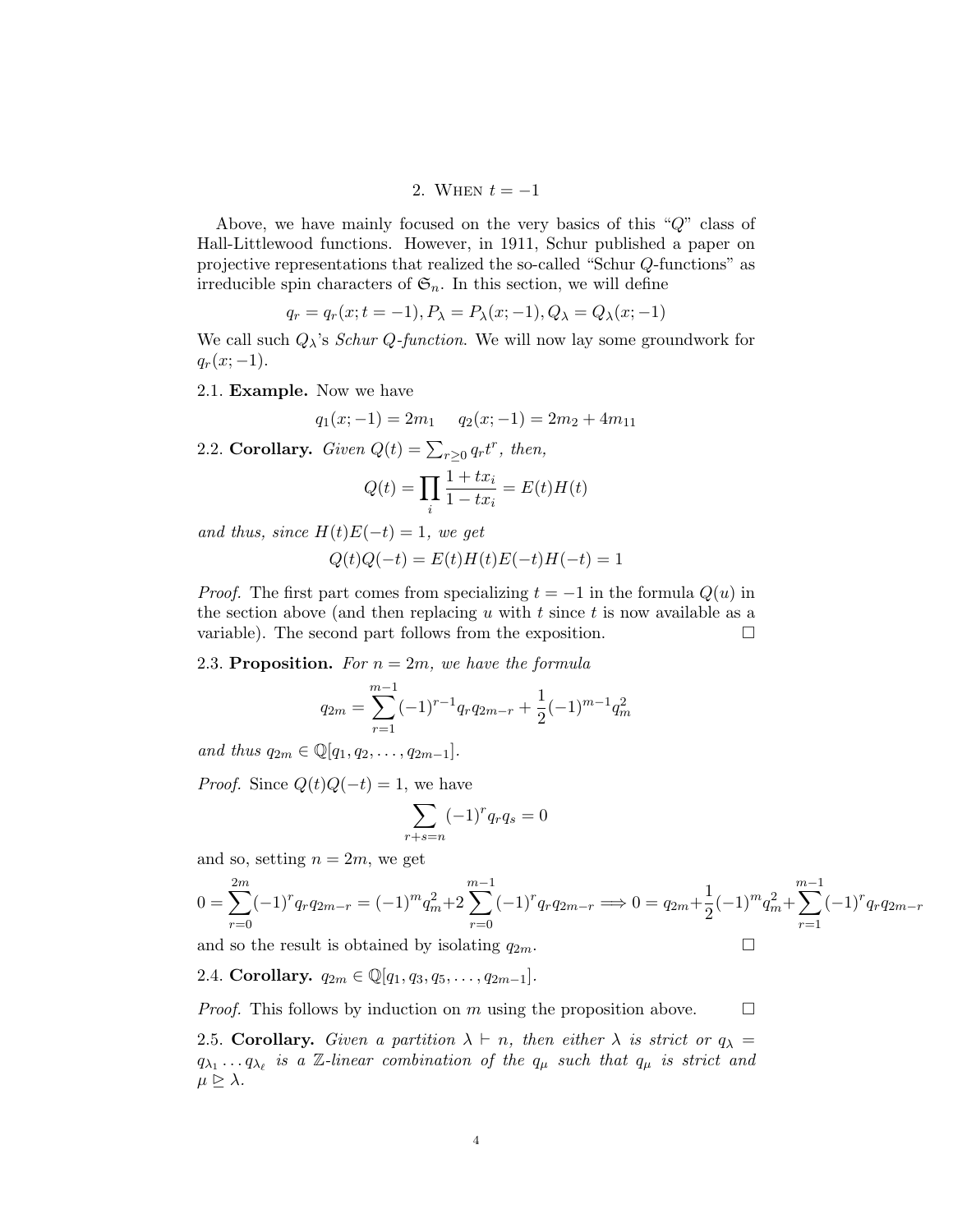## 2. When $t = -1$

Above, we have mainly focused on the very basics of this "$Q$" class of Hall-Littlewood functions. However, in 1911, Schur published a paper on projective representations that realized the so-called "Schur $Q$-functions" as irreducible spin characters of $\mathfrak{S}_n$. In this section, we will define

$$q_r = q_r(x; t = -1), P_\lambda = P_\lambda(x; -1), Q_\lambda = Q_\lambda(x; -1)$$

We call such $Q_\lambda$'s *Schur $Q$-function*. We will now lay some groundwork for $q_r(x; -1)$.

2.1. **Example.** Now we have

$$q_1(x; -1) = 2m_1 \quad q_2(x; -1) = 2m_2 + 4m_{11}$$

2.2. **Corollary.** *Given $Q(t) = \sum_{r \geq 0} q_r t^r$, then,*

$$Q(t) = \prod_i \frac{1 + tx_i}{1 - tx_i} = E(t)H(t)$$

*and thus, since $H(t)E(-t) = 1$, we get*

$$Q(t)Q(-t) = E(t)H(t)E(-t)H(-t) = 1$$

*Proof.* The first part comes from specializing $t = -1$ in the formula $Q(u)$ in the section above (and then replacing $u$ with $t$ since $t$ is now available as a variable). The second part follows from the exposition. $\square$

2.3. **Proposition.** *For $n = 2m$, we have the formula*

$$q_{2m} = \sum_{r=1}^{m-1} (-1)^{r-1} q_r q_{2m-r} + \frac{1}{2}(-1)^{m-1} q_m^2$$

*and thus $q_{2m} \in \mathbb{Q}[q_1, q_2, \ldots, q_{2m-1}]$.*

*Proof.* Since $Q(t)Q(-t) = 1$, we have

$$\sum_{r+s=n} (-1)^r q_r q_s = 0$$

and so, setting $n = 2m$, we get

$$0 = \sum_{r=0}^{2m} (-1)^r q_r q_{2m-r} = (-1)^m q_m^2 + 2\sum_{r=0}^{m-1} (-1)^r q_r q_{2m-r} \Longrightarrow 0 = q_{2m} + \frac{1}{2}(-1)^m q_m^2 + \sum_{r=1}^{m-1} (-1)^r q_r q_{2m-r}$$

and so the result is obtained by isolating $q_{2m}$. $\square$

2.4. **Corollary.** $q_{2m} \in \mathbb{Q}[q_1, q_3, q_5, \ldots, q_{2m-1}]$.

*Proof.* This follows by induction on $m$ using the proposition above. $\square$

2.5. **Corollary.** *Given a partition $\lambda \vdash n$, then either $\lambda$ is strict or $q_\lambda = q_{\lambda_1} \ldots q_{\lambda_\ell}$ is a $\mathbb{Z}$-linear combination of the $q_\mu$ such that $q_\mu$ is strict and $\mu \trianglerighteq \lambda$.*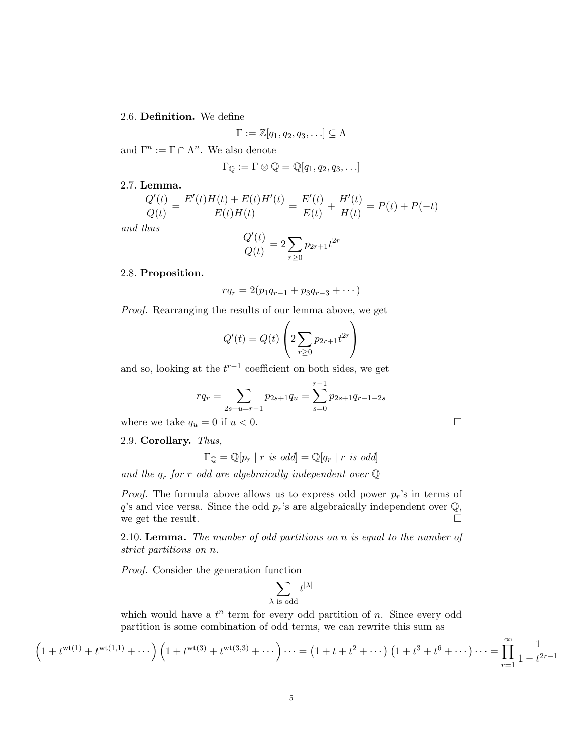2.6. **Definition.** We define

$$\Gamma := \mathbb{Z}[q_1, q_2, q_3, \ldots] \subseteq \Lambda$$

and $\Gamma^n := \Gamma \cap \Lambda^n$. We also denote

$$\Gamma_{\mathbb{Q}} := \Gamma \otimes \mathbb{Q} = \mathbb{Q}[q_1, q_2, q_3, \ldots]$$

2.7. **Lemma.**

$$\frac{Q'(t)}{Q(t)} = \frac{E'(t)H(t) + E(t)H'(t)}{E(t)H(t)} = \frac{E'(t)}{E(t)} + \frac{H'(t)}{H(t)} = P(t) + P(-t)$$

*and thus*

$$\frac{Q'(t)}{Q(t)} = 2\sum_{r \geq 0} p_{2r+1} t^{2r}$$

2.8. **Proposition.**

$$rq_r = 2(p_1 q_{r-1} + p_3 q_{r-3} + \cdots)$$

*Proof.* Rearranging the results of our lemma above, we get

$$Q'(t) = Q(t) \left( 2\sum_{r \geq 0} p_{2r+1} t^{2r} \right)$$

and so, looking at the $t^{r-1}$ coefficient on both sides, we get

$$rq_r = \sum_{2s+u=r-1} p_{2s+1} q_u = \sum_{s=0}^{r-1} p_{2s+1} q_{r-1-2s}$$

where we take $q_u = 0$ if $u < 0$. □

2.9. **Corollary.** *Thus,*

$$\Gamma_{\mathbb{Q}} = \mathbb{Q}[p_r \mid r \text{ is odd}] = \mathbb{Q}[q_r \mid r \text{ is odd}]$$

*and the $q_r$ for $r$ odd are algebraically independent over $\mathbb{Q}$*

*Proof.* The formula above allows us to express odd power $p_r$'s in terms of $q$'s and vice versa. Since the odd $p_r$'s are algebraically independent over $\mathbb{Q}$, we get the result. □

2.10. **Lemma.** *The number of odd partitions on $n$ is equal to the number of strict partitions on $n$.*

*Proof.* Consider the generation function

$$\sum_{\lambda \text{ is odd}} t^{|\lambda|}$$

which would have a $t^n$ term for every odd partition of $n$. Since every odd partition is some combination of odd terms, we can rewrite this sum as

$$\left(1 + t^{\text{wt}(1)} + t^{\text{wt}(1,1)} + \cdots\right)\left(1 + t^{\text{wt}(3)} + t^{\text{wt}(3,3)} + \cdots\right) \cdots = \left(1 + t + t^2 + \cdots\right)\left(1 + t^3 + t^6 + \cdots\right) \cdots = \prod_{r=1}^{\infty} \frac{1}{1 - t^{2r-1}}$$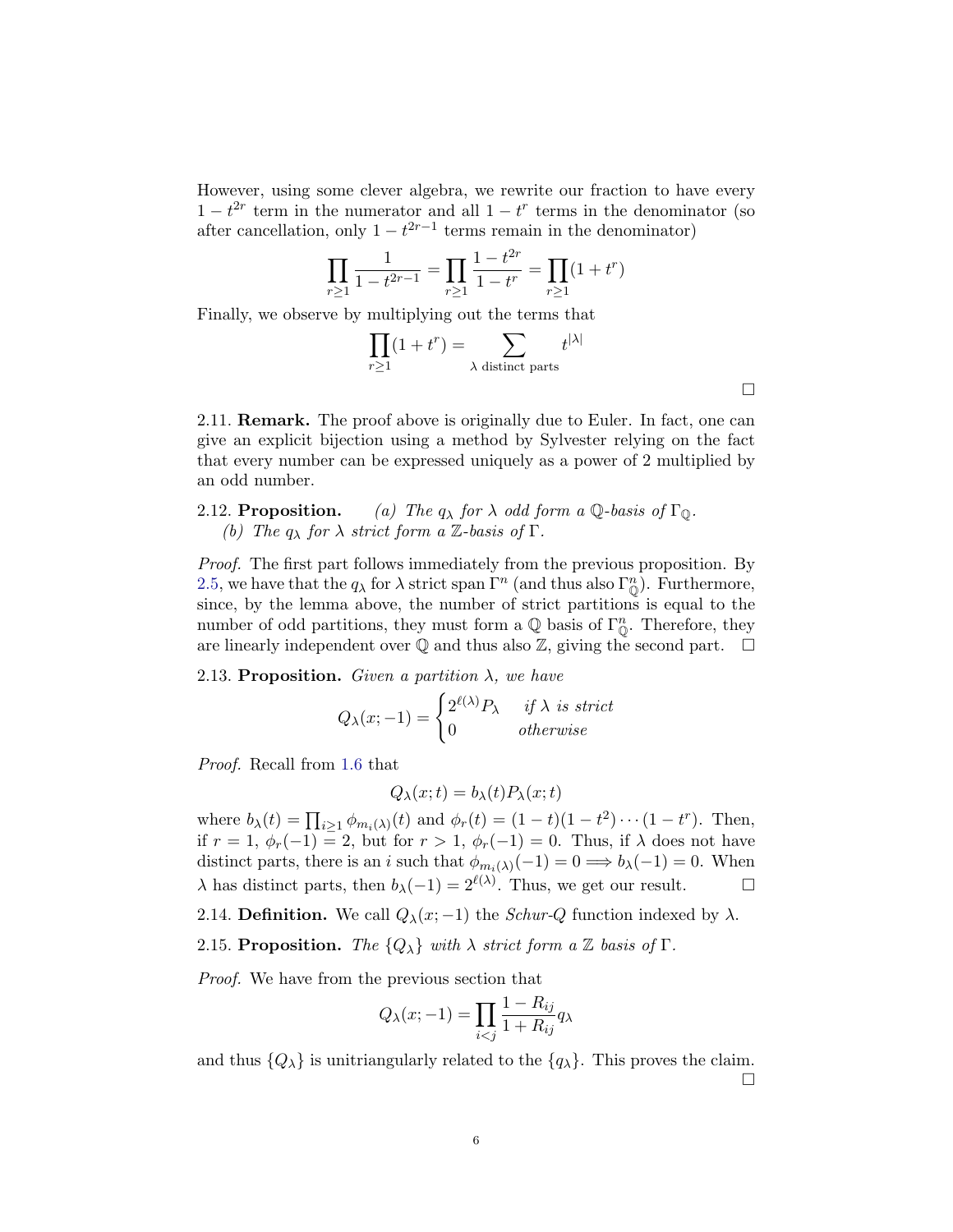However, using some clever algebra, we rewrite our fraction to have every $1 - t^{2r}$ term in the numerator and all $1 - t^r$ terms in the denominator (so after cancellation, only $1 - t^{2r-1}$ terms remain in the denominator)

$$\prod_{r \geq 1} \frac{1}{1 - t^{2r-1}} = \prod_{r \geq 1} \frac{1 - t^{2r}}{1 - t^r} = \prod_{r \geq 1} (1 + t^r)$$

Finally, we observe by multiplying out the terms that

$$\prod_{r \geq 1} (1 + t^r) = \sum_{\lambda \text{ distinct parts}} t^{|\lambda|}$$

□

2.11. **Remark.** The proof above is originally due to Euler. In fact, one can give an explicit bijection using a method by Sylvester relying on the fact that every number can be expressed uniquely as a power of 2 multiplied by an odd number.

2.12. **Proposition.** *(a) The $q_\lambda$ for $\lambda$ odd form a $\mathbb{Q}$-basis of $\Gamma_{\mathbb{Q}}$.*
*(b) The $q_\lambda$ for $\lambda$ strict form a $\mathbb{Z}$-basis of $\Gamma$.*

*Proof.* The first part follows immediately from the previous proposition. By 2.5, we have that the $q_\lambda$ for $\lambda$ strict span $\Gamma^n$ (and thus also $\Gamma^n_{\mathbb{Q}}$). Furthermore, since, by the lemma above, the number of strict partitions is equal to the number of odd partitions, they must form a $\mathbb{Q}$ basis of $\Gamma^n_{\mathbb{Q}}$. Therefore, they are linearly independent over $\mathbb{Q}$ and thus also $\mathbb{Z}$, giving the second part. □

2.13. **Proposition.** *Given a partition $\lambda$, we have*

$$Q_\lambda(x; -1) = \begin{cases} 2^{\ell(\lambda)} P_\lambda & \text{if } \lambda \text{ is strict} \\ 0 & \text{otherwise} \end{cases}$$

*Proof.* Recall from 1.6 that

$$Q_\lambda(x; t) = b_\lambda(t) P_\lambda(x; t)$$

where $b_\lambda(t) = \prod_{i \geq 1} \phi_{m_i(\lambda)}(t)$ and $\phi_r(t) = (1 - t)(1 - t^2) \cdots (1 - t^r)$. Then, if $r = 1$, $\phi_r(-1) = 2$, but for $r > 1$, $\phi_r(-1) = 0$. Thus, if $\lambda$ does not have distinct parts, there is an $i$ such that $\phi_{m_i(\lambda)}(-1) = 0 \implies b_\lambda(-1) = 0$. When $\lambda$ has distinct parts, then $b_\lambda(-1) = 2^{\ell(\lambda)}$. Thus, we get our result. □

2.14. **Definition.** We call $Q_\lambda(x; -1)$ the *Schur-Q* function indexed by $\lambda$.

2.15. **Proposition.** *The $\{Q_\lambda\}$ with $\lambda$ strict form a $\mathbb{Z}$ basis of $\Gamma$.*

*Proof.* We have from the previous section that

$$Q_\lambda(x; -1) = \prod_{i<j} \frac{1 - R_{ij}}{1 + R_{ij}} q_\lambda$$

and thus $\{Q_\lambda\}$ is unitriangularly related to the $\{q_\lambda\}$. This proves the claim. □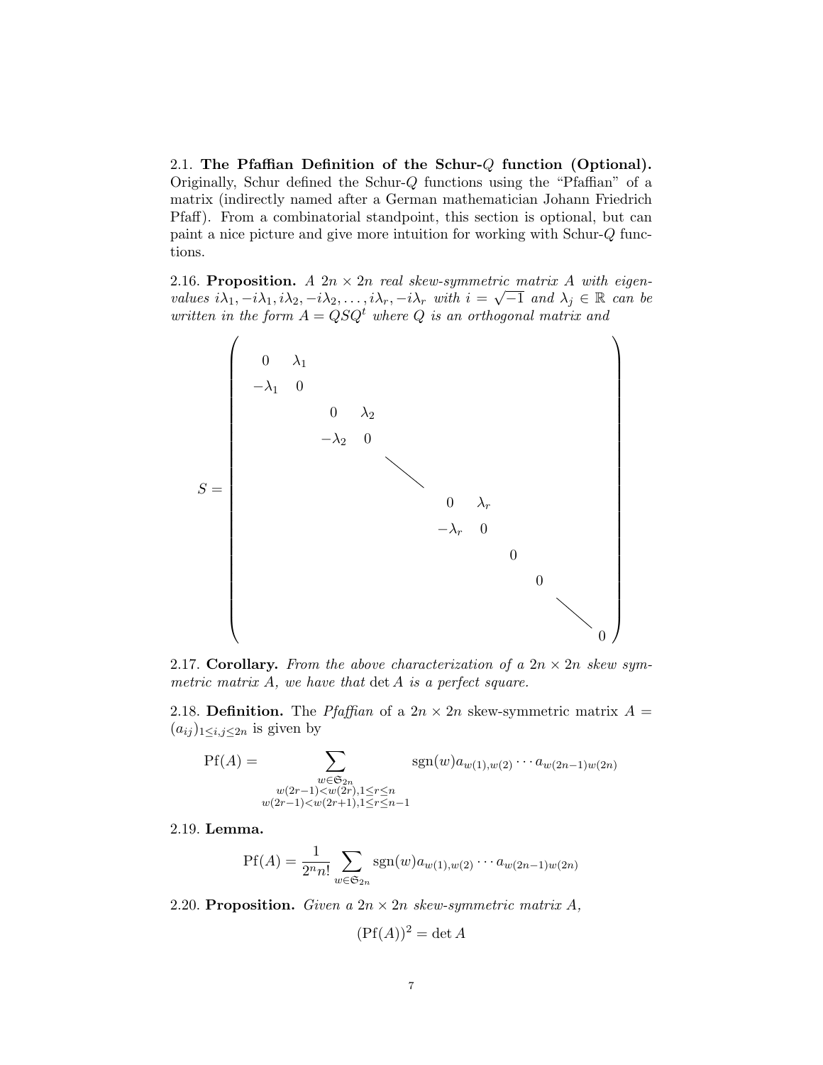2.1. **The Pfaffian Definition of the Schur-$Q$ function (Optional).** Originally, Schur defined the Schur-$Q$ functions using the "Pfaffian" of a matrix (indirectly named after a German mathematician Johann Friedrich Pfaff). From a combinatorial standpoint, this section is optional, but can paint a nice picture and give more intuition for working with Schur-$Q$ functions.

2.16. **Proposition.** *A $2n \times 2n$ real skew-symmetric matrix $A$ with eigenvalues $i\lambda_1, -i\lambda_1, i\lambda_2, -i\lambda_2, \ldots, i\lambda_r, -i\lambda_r$ with $i = \sqrt{-1}$ and $\lambda_j \in \mathbb{R}$ can be written in the form $A = QSQ^t$ where $Q$ is an orthogonal matrix and*

$$S = \begin{pmatrix} 0 & \lambda_1 & & & & & & & & \\ -\lambda_1 & 0 & & & & & & & & \\ & & 0 & \lambda_2 & & & & & & \\ & & -\lambda_2 & 0 & & & & & & \\ & & & & \ddots & & & & & \\ & & & & & 0 & \lambda_r & & & \\ & & & & & -\lambda_r & 0 & & & \\ & & & & & & & 0 & & \\ & & & & & & & & 0 & \\ & & & & & & & & & \ddots \\ & & & & & & & & & & 0 \end{pmatrix}$$

2.17. **Corollary.** *From the above characterization of a $2n \times 2n$ skew symmetric matrix $A$, we have that $\det A$ is a perfect square.*

2.18. **Definition.** The *Pfaffian* of a $2n \times 2n$ skew-symmetric matrix $A = (a_{ij})_{1 \leq i,j \leq 2n}$ is given by

$$\mathrm{Pf}(A) = \sum_{\substack{w \in \mathfrak{S}_{2n} \\ w(2r-1) < w(2r), 1 \leq r \leq n \\ w(2r-1) < w(2r+1), 1 \leq r \leq n-1}} \mathrm{sgn}(w) a_{w(1),w(2)} \cdots a_{w(2n-1)w(2n)}$$

2.19. **Lemma.**

$$\mathrm{Pf}(A) = \frac{1}{2^n n!} \sum_{w \in \mathfrak{S}_{2n}} \mathrm{sgn}(w) a_{w(1),w(2)} \cdots a_{w(2n-1)w(2n)}$$

2.20. **Proposition.** *Given a $2n \times 2n$ skew-symmetric matrix $A$,*

$$(\mathrm{Pf}(A))^2 = \det A$$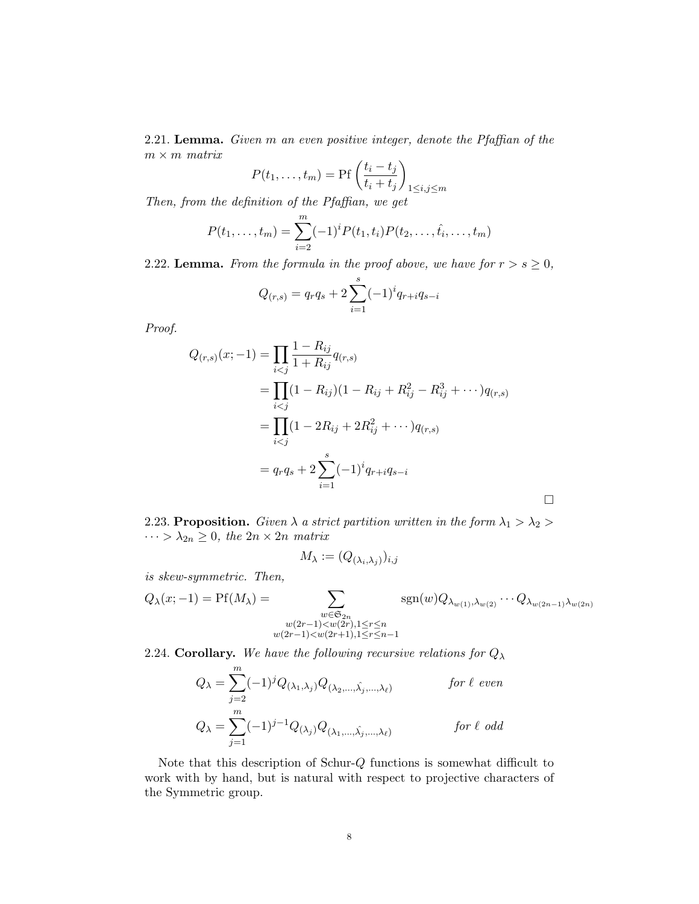2.21. **Lemma.** *Given $m$ an even positive integer, denote the Pfaffian of the $m \times m$ matrix*

$$P(t_1, \dots, t_m) = \mathrm{Pf}\left(\frac{t_i - t_j}{t_i + t_j}\right)_{1 \le i,j \le m}$$

*Then, from the definition of the Pfaffian, we get*

$$P(t_1, \dots, t_m) = \sum_{i=2}^{m} (-1)^i P(t_1, t_i) P(t_2, \dots, \hat{t_i}, \dots, t_m)$$

2.22. **Lemma.** *From the formula in the proof above, we have for $r > s \ge 0$,*

$$Q_{(r,s)} = q_r q_s + 2 \sum_{i=1}^{s} (-1)^i q_{r+i} q_{s-i}$$

*Proof.*

$$\begin{aligned}
Q_{(r,s)}(x; -1) &= \prod_{i<j} \frac{1 - R_{ij}}{1 + R_{ij}} q_{(r,s)} \\
&= \prod_{i<j} (1 - R_{ij})(1 - R_{ij} + R_{ij}^2 - R_{ij}^3 + \cdots) q_{(r,s)} \\
&= \prod_{i<j} (1 - 2R_{ij} + 2R_{ij}^2 + \cdots) q_{(r,s)} \\
&= q_r q_s + 2 \sum_{i=1}^{s} (-1)^i q_{r+i} q_{s-i}
\end{aligned}$$

□

2.23. **Proposition.** *Given $\lambda$ a strict partition written in the form $\lambda_1 > \lambda_2 > \cdots > \lambda_{2n} \ge 0$, the $2n \times 2n$ matrix*

$$M_\lambda := (Q_{(\lambda_i, \lambda_j)})_{i,j}$$

*is skew-symmetric. Then,*

$$Q_\lambda(x; -1) = \mathrm{Pf}(M_\lambda) = \sum_{\substack{w \in \mathfrak{S}_{2n} \\ w(2r-1) < w(2r), 1 \le r \le n \\ w(2r-1) < w(2r+1), 1 \le r \le n-1}} \mathrm{sgn}(w) Q_{\lambda_{w(1)}, \lambda_{w(2)}} \cdots Q_{\lambda_{w(2n-1)} \lambda_{w(2n)}}$$

2.24. **Corollary.** *We have the following recursive relations for $Q_\lambda$*

$$Q_\lambda = \sum_{j=2}^{m} (-1)^j Q_{(\lambda_1, \lambda_j)} Q_{(\lambda_2, \dots, \hat{\lambda_j}, \dots, \lambda_\ell)} \qquad \text{for } \ell \text{ even}$$

$$Q_\lambda = \sum_{j=1}^{m} (-1)^{j-1} Q_{(\lambda_j)} Q_{(\lambda_1, \dots, \hat{\lambda_j}, \dots, \lambda_\ell)} \qquad \text{for } \ell \text{ odd}$$

Note that this description of Schur-$Q$ functions is somewhat difficult to work with by hand, but is natural with respect to projective characters of the Symmetric group.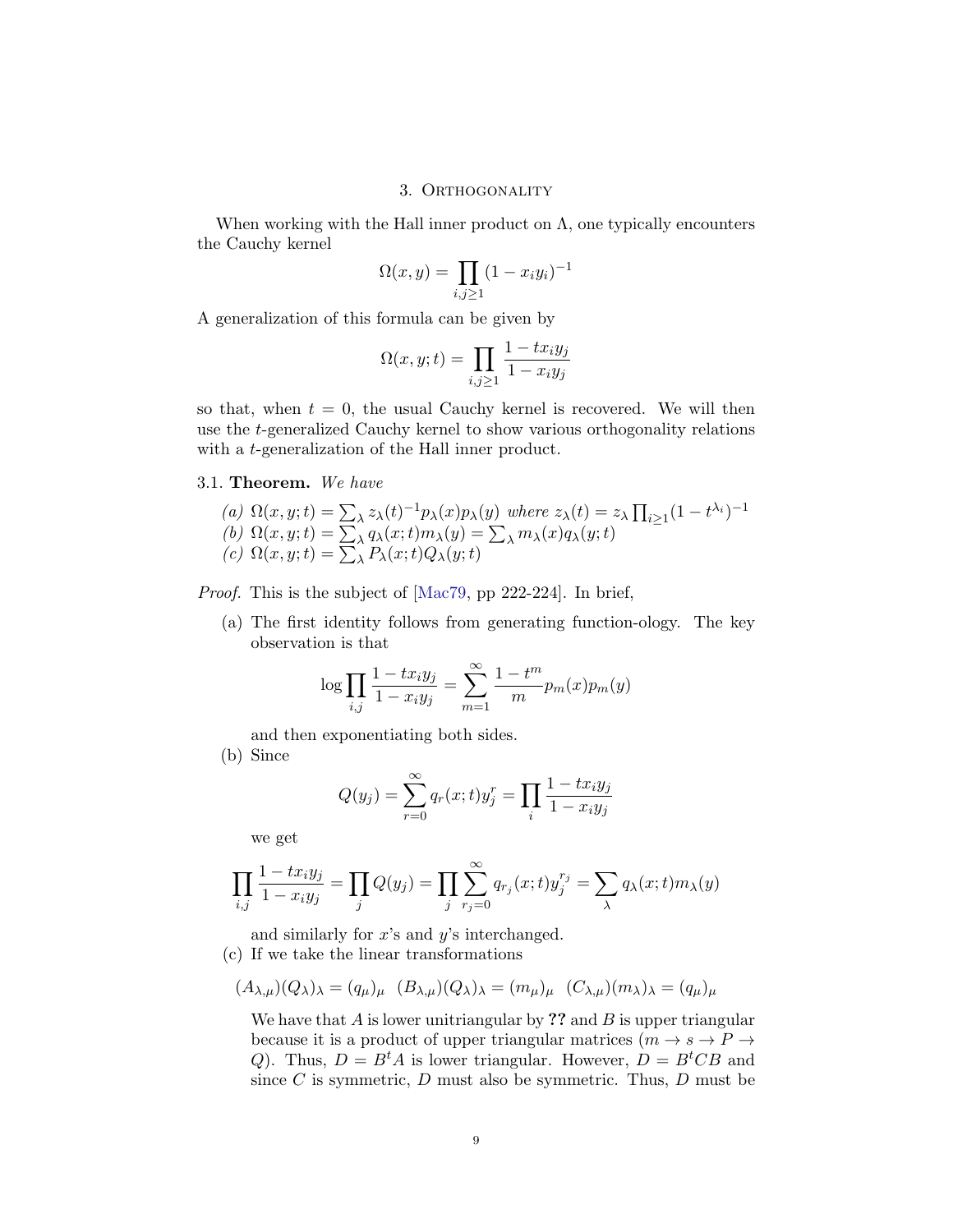## 3. Orthogonality

When working with the Hall inner product on $\Lambda$, one typically encounters the Cauchy kernel

$$\Omega(x,y) = \prod_{i,j\geq 1} (1 - x_i y_i)^{-1}$$

A generalization of this formula can be given by

$$\Omega(x,y;t) = \prod_{i,j\geq 1} \frac{1 - t x_i y_j}{1 - x_i y_j}$$

so that, when $t = 0$, the usual Cauchy kernel is recovered. We will then use the $t$-generalized Cauchy kernel to show various orthogonality relations with a $t$-generalization of the Hall inner product.

3.1. **Theorem.** *We have*

*(a)* $\Omega(x,y;t) = \sum_\lambda z_\lambda(t)^{-1} p_\lambda(x) p_\lambda(y)$ *where* $z_\lambda(t) = z_\lambda \prod_{i\geq 1} (1 - t^{\lambda_i})^{-1}$
*(b)* $\Omega(x,y;t) = \sum_\lambda q_\lambda(x;t) m_\lambda(y) = \sum_\lambda m_\lambda(x) q_\lambda(y;t)$
*(c)* $\Omega(x,y;t) = \sum_\lambda P_\lambda(x;t) Q_\lambda(y;t)$

*Proof.* This is the subject of [Mac79, pp 222-224]. In brief,

(a) The first identity follows from generating function-ology. The key observation is that

$$\log \prod_{i,j} \frac{1 - t x_i y_j}{1 - x_i y_j} = \sum_{m=1}^{\infty} \frac{1 - t^m}{m} p_m(x) p_m(y)$$

and then exponentiating both sides.

(b) Since

$$Q(y_j) = \sum_{r=0}^{\infty} q_r(x;t) y_j^r = \prod_i \frac{1 - t x_i y_j}{1 - x_i y_j}$$

we get

$$\prod_{i,j} \frac{1 - t x_i y_j}{1 - x_i y_j} = \prod_j Q(y_j) = \prod_j \sum_{r_j=0}^{\infty} q_{r_j}(x;t) y_j^{r_j} = \sum_\lambda q_\lambda(x;t) m_\lambda(y)$$

and similarly for $x$'s and $y$'s interchanged.

(c) If we take the linear transformations

$$(A_{\lambda,\mu})(Q_\lambda)_\lambda = (q_\mu)_\mu \quad (B_{\lambda,\mu})(Q_\lambda)_\lambda = (m_\mu)_\mu \quad (C_{\lambda,\mu})(m_\lambda)_\lambda = (q_\mu)_\mu$$

We have that $A$ is lower unitriangular by **??** and $B$ is upper triangular because it is a product of upper triangular matrices ($m \to s \to P \to Q$). Thus, $D = B^t A$ is lower triangular. However, $D = B^t C B$ and since $C$ is symmetric, $D$ must also be symmetric. Thus, $D$ must be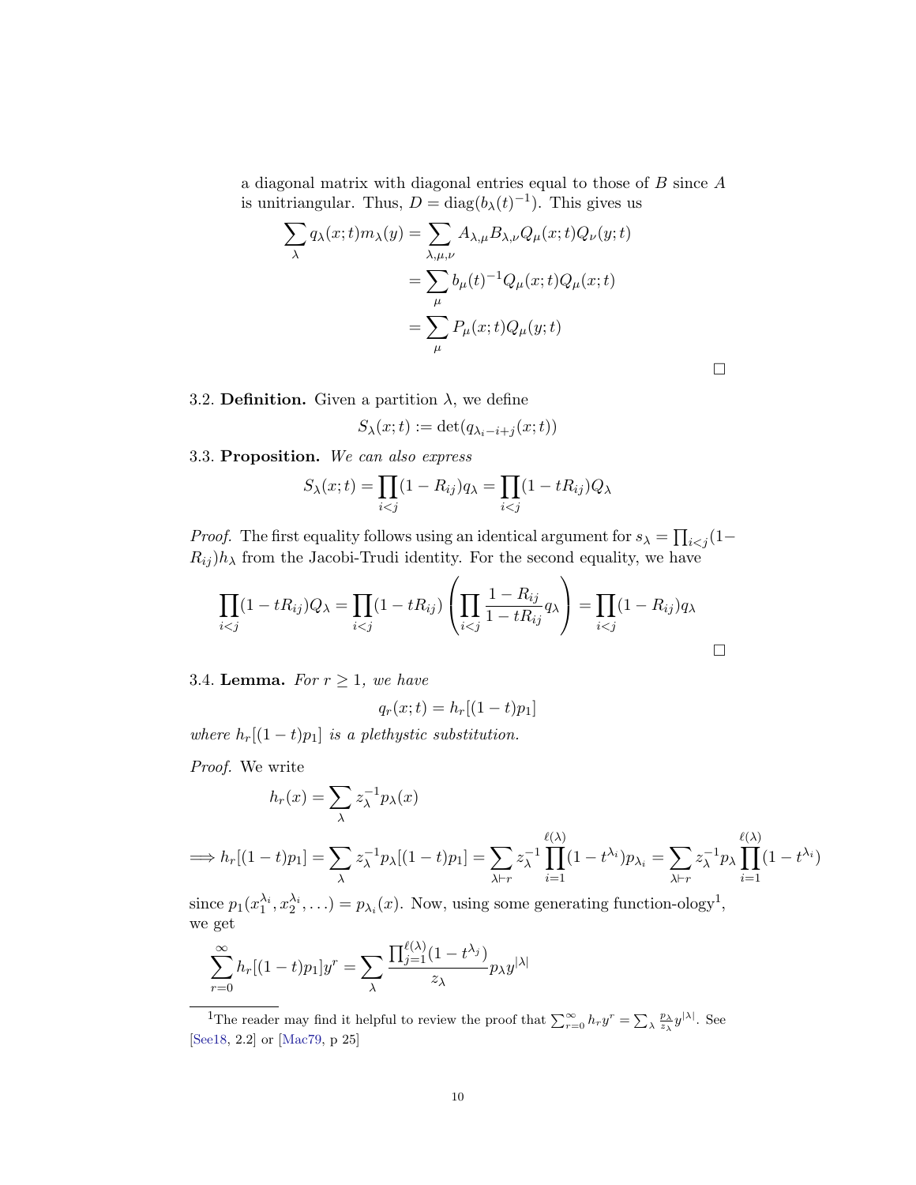a diagonal matrix with diagonal entries equal to those of $B$ since $A$ is unitriangular. Thus, $D = \operatorname{diag}(b_\lambda(t)^{-1})$. This gives us

$$
\begin{aligned}
\sum_\lambda q_\lambda(x;t) m_\lambda(y) &= \sum_{\lambda,\mu,\nu} A_{\lambda,\mu} B_{\lambda,\nu} Q_\mu(x;t) Q_\nu(y;t) \\
&= \sum_\mu b_\mu(t)^{-1} Q_\mu(x;t) Q_\mu(x;t) \\
&= \sum_\mu P_\mu(x;t) Q_\mu(y;t)
\end{aligned}
$$

□

3.2. **Definition.** Given a partition $\lambda$, we define

$$
S_\lambda(x;t) := \det(q_{\lambda_i - i + j}(x;t))
$$

3.3. **Proposition.** *We can also express*

$$
S_\lambda(x;t) = \prod_{i<j}(1 - R_{ij}) q_\lambda = \prod_{i<j}(1 - tR_{ij}) Q_\lambda
$$

*Proof.* The first equality follows using an identical argument for $s_\lambda = \prod_{i<j}(1 - R_{ij}) h_\lambda$ from the Jacobi-Trudi identity. For the second equality, we have

$$
\prod_{i<j}(1 - tR_{ij}) Q_\lambda = \prod_{i<j}(1 - tR_{ij}) \left( \prod_{i<j} \frac{1 - R_{ij}}{1 - tR_{ij}} q_\lambda \right) = \prod_{i<j}(1 - R_{ij}) q_\lambda
$$

□

3.4. **Lemma.** *For $r \geq 1$, we have*

$$
q_r(x;t) = h_r[(1-t)p_1]
$$

*where $h_r[(1-t)p_1]$ is a plethystic substitution.*

*Proof.* We write

$$
h_r(x) = \sum_\lambda z_\lambda^{-1} p_\lambda(x)
$$

$$
\implies h_r[(1-t)p_1] = \sum_\lambda z_\lambda^{-1} p_\lambda[(1-t)p_1] = \sum_{\lambda \vdash r} z_\lambda^{-1} \prod_{i=1}^{\ell(\lambda)} (1 - t^{\lambda_i}) p_{\lambda_i} = \sum_{\lambda \vdash r} z_\lambda^{-1} p_\lambda \prod_{i=1}^{\ell(\lambda)} (1 - t^{\lambda_i})
$$

since $p_1(x_1^{\lambda_i}, x_2^{\lambda_i}, \ldots) = p_{\lambda_i}(x)$. Now, using some generating function-ology[1], we get

$$
\sum_{r=0}^\infty h_r[(1-t)p_1] y^r = \sum_\lambda \frac{\prod_{j=1}^{\ell(\lambda)} (1 - t^{\lambda_j})}{z_\lambda} p_\lambda y^{|\lambda|}
$$

[1] The reader may find it helpful to review the proof that $\sum_{r=0}^\infty h_r y^r = \sum_\lambda \frac{p_\lambda}{z_\lambda} y^{|\lambda|}$. See [See18, 2.2] or [Mac79, p 25]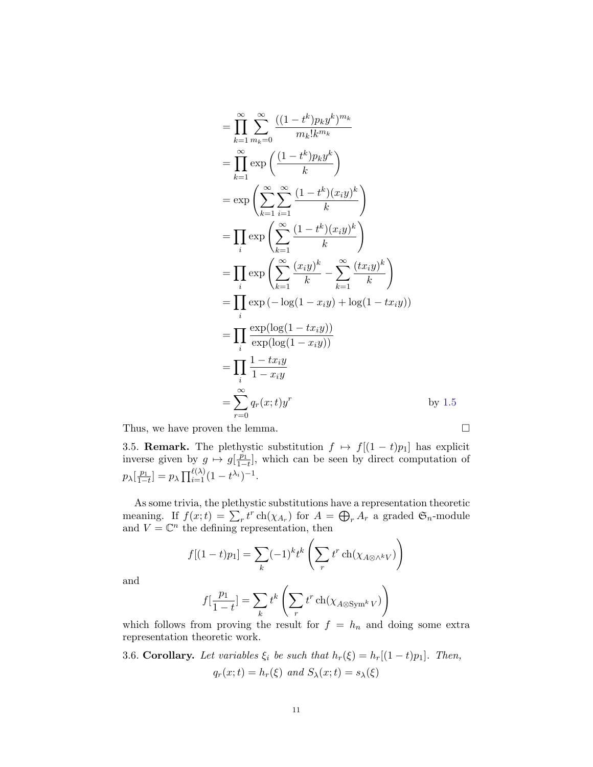$$
\begin{aligned}
&= \prod_{k=1}^{\infty} \sum_{m_k=0}^{\infty} \frac{((1-t^k)p_k y^k)^{m_k}}{m_k! k^{m_k}} \\
&= \prod_{k=1}^{\infty} \exp\left(\frac{(1-t^k)p_k y^k}{k}\right) \\
&= \exp\left(\sum_{k=1}^{\infty}\sum_{i=1}^{\infty} \frac{(1-t^k)(x_i y)^k}{k}\right) \\
&= \prod_i \exp\left(\sum_{k=1}^{\infty} \frac{(1-t^k)(x_i y)^k}{k}\right) \\
&= \prod_i \exp\left(\sum_{k=1}^{\infty} \frac{(x_i y)^k}{k} - \sum_{k=1}^{\infty} \frac{(t x_i y)^k}{k}\right) \\
&= \prod_i \exp\left(-\log(1-x_i y) + \log(1 - t x_i y)\right) \\
&= \prod_i \frac{\exp(\log(1-t x_i y))}{\exp(\log(1-x_i y))} \\
&= \prod_i \frac{1-t x_i y}{1-x_i y} \\
&= \sum_{r=0}^{\infty} q_r(x;t) y^r \qquad \text{by 1.5}
\end{aligned}
$$

Thus, we have proven the lemma. □

3.5. **Remark.** The plethystic substitution $f \mapsto f[(1-t)p_1]$ has explicit inverse given by $g \mapsto g[\frac{p_1}{1-t}]$, which can be seen by direct computation of $p_\lambda[\frac{p_1}{1-t}] = p_\lambda \prod_{i=1}^{\ell(\lambda)} (1-t^{\lambda_i})^{-1}$.

As some trivia, the plethystic substitutions have a representation theoretic meaning. If $f(x;t) = \sum_r t^r \operatorname{ch}(\chi_{A_r})$ for $A = \bigoplus_r A_r$ a graded $\mathfrak{S}_n$-module and $V = \mathbb{C}^n$ the defining representation, then

$$
f[(1-t)p_1] = \sum_k (-1)^k t^k \left(\sum_r t^r \operatorname{ch}(\chi_{A \otimes \wedge^k V})\right)
$$

and

$$
f[\frac{p_1}{1-t}] = \sum_k t^k \left(\sum_r t^r \operatorname{ch}(\chi_{A \otimes \operatorname{Sym}^k V})\right)
$$

which follows from proving the result for $f = h_n$ and doing some extra representation theoretic work.

3.6. **Corollary.** *Let variables $\xi_i$ be such that $h_r(\xi) = h_r[(1-t)p_1]$. Then,*

$$
q_r(x;t) = h_r(\xi) \text{ and } S_\lambda(x;t) = s_\lambda(\xi)
$$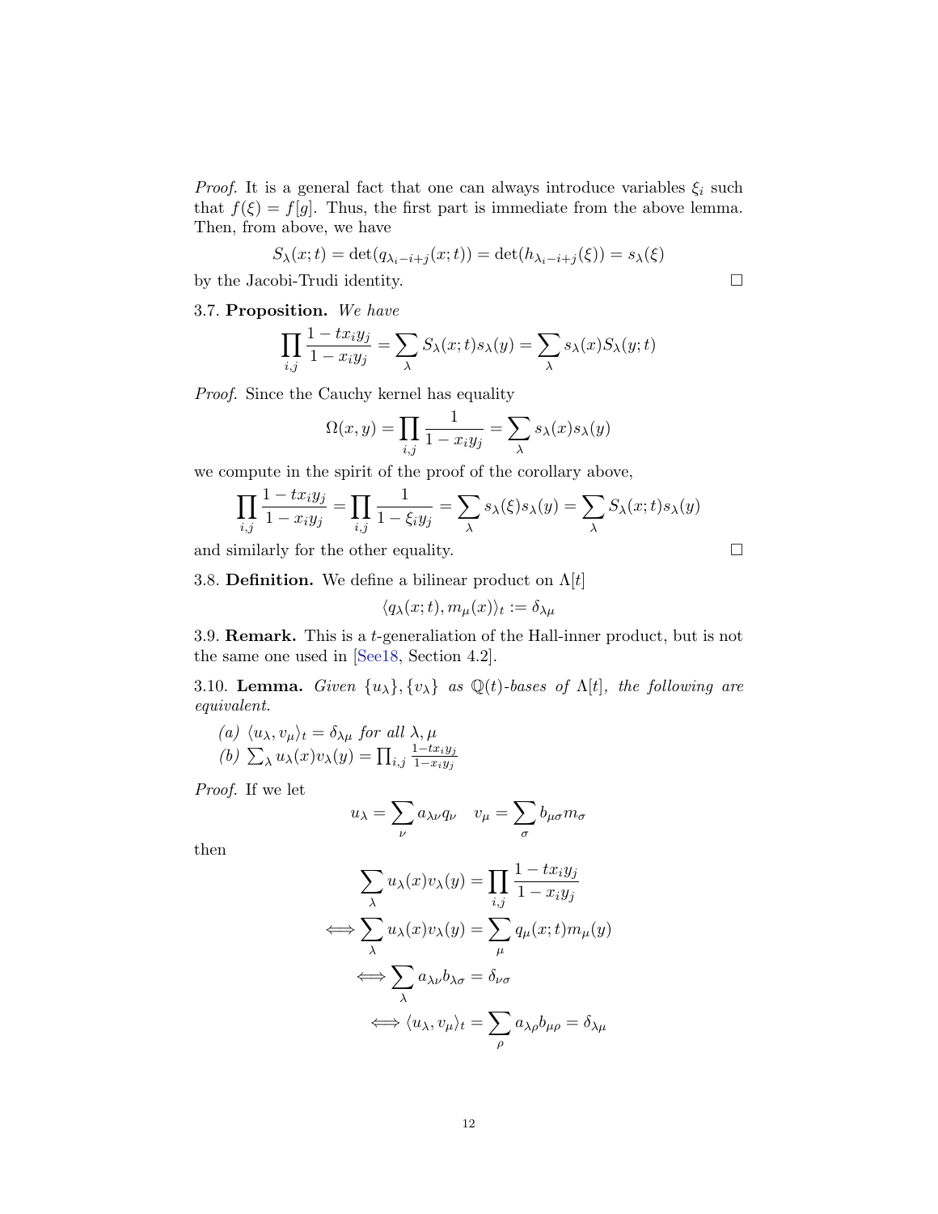*Proof.* It is a general fact that one can always introduce variables $\xi_i$ such that $f(\xi) = f[g]$. Thus, the first part is immediate from the above lemma. Then, from above, we have

$$S_\lambda(x;t) = \det(q_{\lambda_i - i + j}(x;t)) = \det(h_{\lambda_i - i + j}(\xi)) = s_\lambda(\xi)$$

by the Jacobi-Trudi identity. □

3.7. **Proposition.** *We have*

$$\prod_{i,j} \frac{1 - tx_i y_j}{1 - x_i y_j} = \sum_\lambda S_\lambda(x;t) s_\lambda(y) = \sum_\lambda s_\lambda(x) S_\lambda(y;t)$$

*Proof.* Since the Cauchy kernel has equality

$$\Omega(x,y) = \prod_{i,j} \frac{1}{1 - x_i y_j} = \sum_\lambda s_\lambda(x) s_\lambda(y)$$

we compute in the spirit of the proof of the corollary above,

$$\prod_{i,j} \frac{1 - tx_i y_j}{1 - x_i y_j} = \prod_{i,j} \frac{1}{1 - \xi_i y_j} = \sum_\lambda s_\lambda(\xi) s_\lambda(y) = \sum_\lambda S_\lambda(x;t) s_\lambda(y)$$

and similarly for the other equality. □

3.8. **Definition.** We define a bilinear product on $\Lambda[t]$

$$\langle q_\lambda(x;t), m_\mu(x) \rangle_t := \delta_{\lambda\mu}$$

3.9. **Remark.** This is a $t$-generaliation of the Hall-inner product, but is not the same one used in [See18, Section 4.2].

3.10. **Lemma.** *Given $\{u_\lambda\}, \{v_\lambda\}$ as $\mathbb{Q}(t)$-bases of $\Lambda[t]$, the following are equivalent.*

*(a)* $\langle u_\lambda, v_\mu \rangle_t = \delta_{\lambda\mu}$ *for all* $\lambda, \mu$
*(b)* $\sum_\lambda u_\lambda(x) v_\lambda(y) = \prod_{i,j} \frac{1 - tx_i y_j}{1 - x_i y_j}$

*Proof.* If we let

$$u_\lambda = \sum_\nu a_{\lambda\nu} q_\nu \quad v_\mu = \sum_\sigma b_{\mu\sigma} m_\sigma$$

then

$$\begin{aligned}
&\sum_\lambda u_\lambda(x) v_\lambda(y) = \prod_{i,j} \frac{1 - tx_i y_j}{1 - x_i y_j} \\
\iff &\sum_\lambda u_\lambda(x) v_\lambda(y) = \sum_\mu q_\mu(x;t) m_\mu(y) \\
\iff &\sum_\lambda a_{\lambda\nu} b_{\lambda\sigma} = \delta_{\nu\sigma} \\
\iff &\langle u_\lambda, v_\mu \rangle_t = \sum_\rho a_{\lambda\rho} b_{\mu\rho} = \delta_{\lambda\mu}
\end{aligned}$$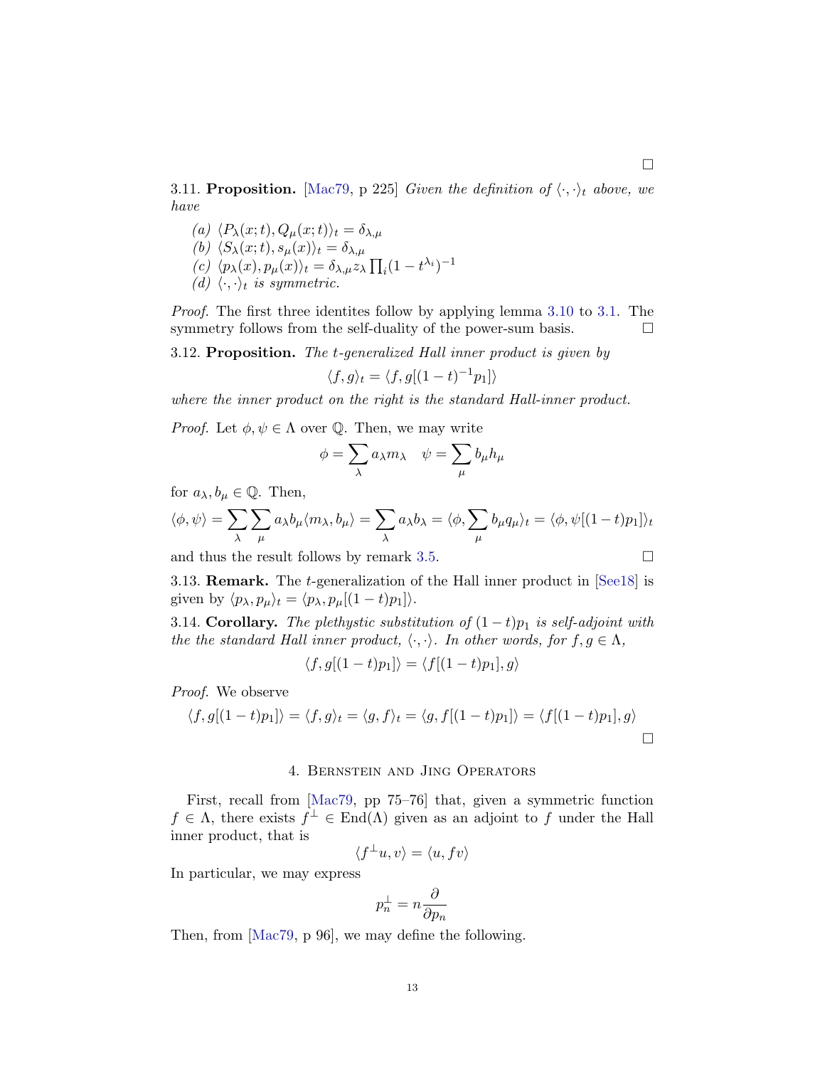□

3.11. **Proposition.** [Mac79, p 225] *Given the definition of* $\langle\cdot,\cdot\rangle_t$ *above, we have*

*(a)* $\langle P_\lambda(x;t), Q_\mu(x;t)\rangle_t = \delta_{\lambda,\mu}$
*(b)* $\langle S_\lambda(x;t), s_\mu(x)\rangle_t = \delta_{\lambda,\mu}$
*(c)* $\langle p_\lambda(x), p_\mu(x)\rangle_t = \delta_{\lambda,\mu} z_\lambda \prod_i (1-t^{\lambda_i})^{-1}$
*(d)* $\langle\cdot,\cdot\rangle_t$ *is symmetric.*

*Proof.* The first three identites follow by applying lemma 3.10 to 3.1. The symmetry follows from the self-duality of the power-sum basis. □

3.12. **Proposition.** *The $t$-generalized Hall inner product is given by*

$$\langle f, g\rangle_t = \langle f, g[(1-t)^{-1}p_1]\rangle$$

*where the inner product on the right is the standard Hall-inner product.*

*Proof.* Let $\phi, \psi \in \Lambda$ over $\mathbb{Q}$. Then, we may write

$$\phi = \sum_\lambda a_\lambda m_\lambda \quad \psi = \sum_\mu b_\mu h_\mu$$

for $a_\lambda, b_\mu \in \mathbb{Q}$. Then,

$$\langle \phi, \psi\rangle = \sum_\lambda \sum_\mu a_\lambda b_\mu \langle m_\lambda, b_\mu\rangle = \sum_\lambda a_\lambda b_\lambda = \langle \phi, \sum_\mu b_\mu q_\mu\rangle_t = \langle \phi, \psi[(1-t)p_1]\rangle_t$$

and thus the result follows by remark 3.5. □

3.13. **Remark.** The $t$-generalization of the Hall inner product in [See18] is given by $\langle p_\lambda, p_\mu\rangle_t = \langle p_\lambda, p_\mu[(1-t)p_1]\rangle$.

3.14. **Corollary.** *The plethystic substitution of $(1-t)p_1$ is self-adjoint with the the standard Hall inner product, $\langle\cdot,\cdot\rangle$. In other words, for $f, g \in \Lambda$,*

$$\langle f, g[(1-t)p_1]\rangle = \langle f[(1-t)p_1], g\rangle$$

*Proof.* We observe

$$\langle f, g[(1-t)p_1]\rangle = \langle f, g\rangle_t = \langle g, f\rangle_t = \langle g, f[(1-t)p_1]\rangle = \langle f[(1-t)p_1], g\rangle$$

□

## 4. Bernstein and Jing Operators

First, recall from [Mac79, pp 75–76] that, given a symmetric function $f \in \Lambda$, there exists $f^\perp \in \mathrm{End}(\Lambda)$ given as an adjoint to $f$ under the Hall inner product, that is

$$\langle f^\perp u, v\rangle = \langle u, fv\rangle$$

In particular, we may express

$$p_n^\perp = n\frac{\partial}{\partial p_n}$$

Then, from [Mac79, p 96], we may define the following.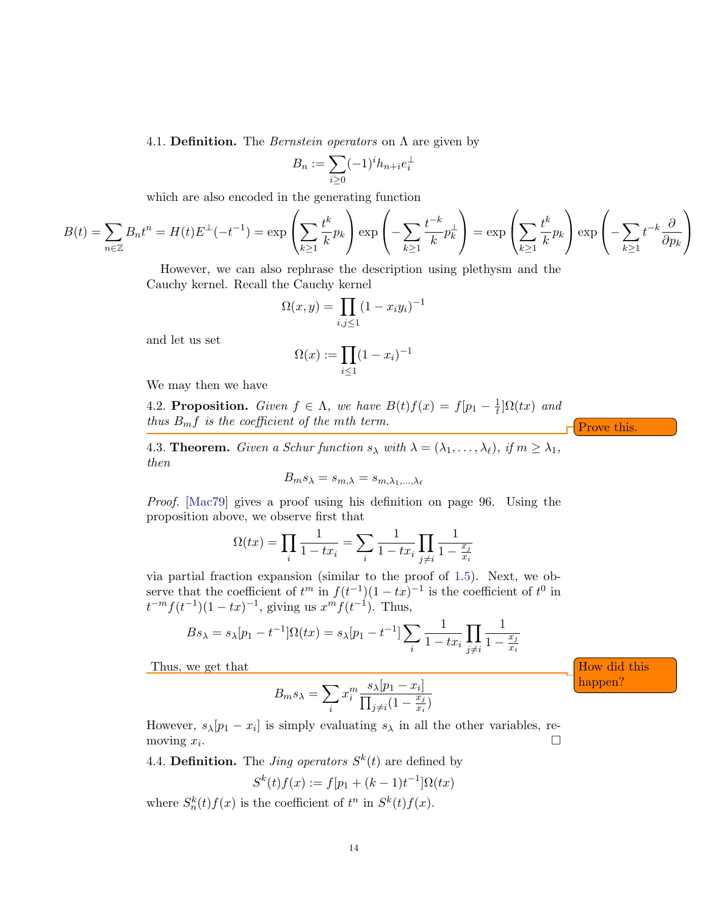4.1. **Definition.** The *Bernstein operators* on $\Lambda$ are given by

$$B_n := \sum_{i\geq 0}(-1)^i h_{n+i}e_i^{\perp}$$

which are also encoded in the generating function

$$B(t) = \sum_{n\in\mathbb{Z}} B_n t^n = H(t)E^{\perp}(-t^{-1}) = \exp\left(\sum_{k\geq 1}\frac{t^k}{k}p_k\right)\exp\left(-\sum_{k\geq 1}\frac{t^{-k}}{k}p_k^{\perp}\right) = \exp\left(\sum_{k\geq 1}\frac{t^k}{k}p_k\right)\exp\left(-\sum_{k\geq 1}t^{-k}\frac{\partial}{\partial p_k}\right)$$

However, we can also rephrase the description using plethysm and the Cauchy kernel. Recall the Cauchy kernel

$$\Omega(x,y) = \prod_{i,j\leq 1}(1-x_iy_i)^{-1}$$

and let us set

$$\Omega(x) := \prod_{i\leq 1}(1-x_i)^{-1}$$

We may then we have

4.2. **Proposition.** *Given $f \in \Lambda$, we have $B(t)f(x) = f[p_1 - \frac{1}{t}]\Omega(tx)$ and thus $B_m f$ is the coefficient of the mth term.*

Prove this.

4.3. **Theorem.** *Given a Schur function $s_\lambda$ with $\lambda = (\lambda_1, \ldots, \lambda_\ell)$, if $m \geq \lambda_1$, then*

$$B_m s_\lambda = s_{m,\lambda} = s_{m,\lambda_1,\ldots,\lambda_\ell}$$

*Proof.* [Mac79] gives a proof using his definition on page 96. Using the proposition above, we observe first that

$$\Omega(tx) = \prod_i \frac{1}{1-tx_i} = \sum_i \frac{1}{1-tx_i}\prod_{j\neq i}\frac{1}{1-\frac{x_j}{x_i}}$$

via partial fraction expansion (similar to the proof of 1.5). Next, we observe that the coefficient of $t^m$ in $f(t^{-1})(1-tx)^{-1}$ is the coefficient of $t^0$ in $t^{-m}f(t^{-1})(1-tx)^{-1}$, giving us $x^m f(t^{-1})$. Thus,

$$Bs_\lambda = s_\lambda[p_1 - t^{-1}]\Omega(tx) = s_\lambda[p_1 - t^{-1}]\sum_i \frac{1}{1-tx_i}\prod_{j\neq i}\frac{1}{1-\frac{x_j}{x_i}}$$

Thus, we get that

How did this happen?

$$B_m s_\lambda = \sum_i x_i^m \frac{s_\lambda[p_1 - x_i]}{\prod_{j\neq i}(1-\frac{x_j}{x_i})}$$

However, $s_\lambda[p_1 - x_i]$ is simply evaluating $s_\lambda$ in all the other variables, removing $x_i$. □

4.4. **Definition.** The *Jing operators* $S^k(t)$ are defined by

$$S^k(t)f(x) := f[p_1 + (k-1)t^{-1}]\Omega(tx)$$

where $S_n^k(t)f(x)$ is the coefficient of $t^n$ in $S^k(t)f(x)$.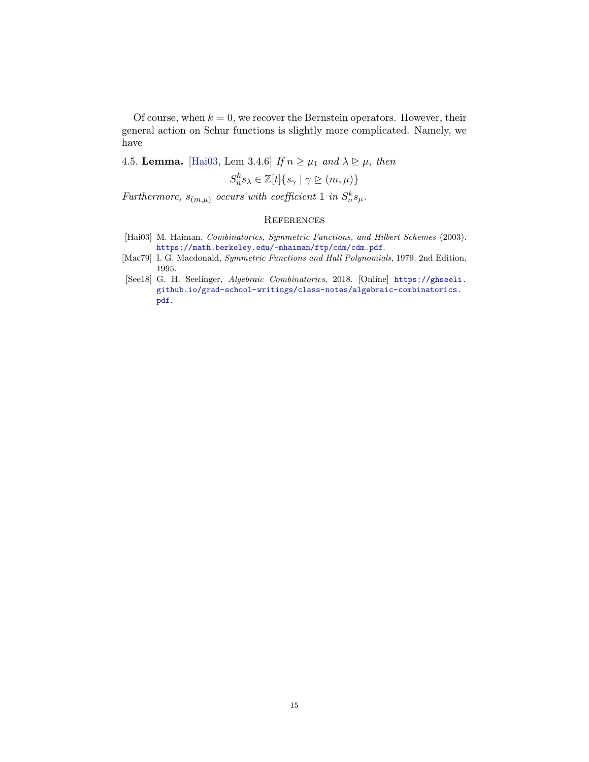Of course, when $k = 0$, we recover the Bernstein operators. However, their general action on Schur functions is slightly more complicated. Namely, we have

4.5. **Lemma.** [Hai03, Lem 3.4.6] *If $n \geq \mu_1$ and $\lambda \trianglerighteq \mu$, then*

$$S_n^k s_\lambda \in \mathbb{Z}[t]\{s_\gamma \mid \gamma \trianglerighteq (m, \mu)\}$$

*Furthermore, $s_{(m,\mu)}$ occurs with coefficient 1 in $S_n^k s_\mu$.*

## References

- [Hai03] M. Haiman, *Combinatorics, Symmetric Functions, and Hilbert Schemes* (2003). https://math.berkeley.edu/~mhaiman/ftp/cdm/cdm.pdf.
- [Mac79] I. G. Macdonald, *Symmetric Functions and Hall Polynomials*, 1979. 2nd Edition, 1995.
- [See18] G. H. Seelinger, *Algebraic Combinatorics*, 2018. [Online] https://ghseeli.github.io/grad-school-writings/class-notes/algebraic-combinatorics.pdf.